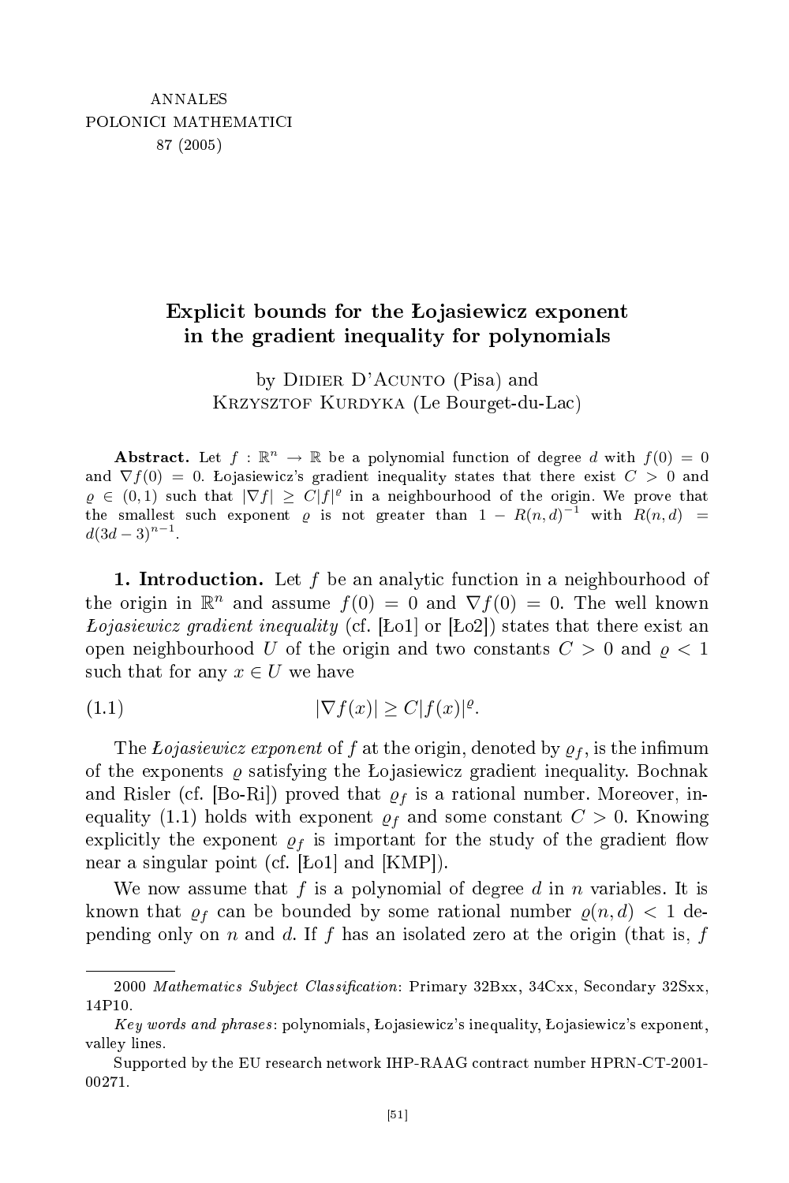ANNALES
POLONICI MATHEMATICI
87 (2005)

# Explicit bounds for the Łojasiewicz exponent in the gradient inequality for polynomials

by Didier D'Acunto (Pisa) and
Krzysztof Kurdyka (Le Bourget-du-Lac)

**Abstract.** Let $f : \mathbb{R}^n \to \mathbb{R}$ be a polynomial function of degree $d$ with $f(0) = 0$ and $\nabla f(0) = 0$. Łojasiewicz's gradient inequality states that there exist $C > 0$ and $\varrho \in (0,1)$ such that $|\nabla f| \geq C|f|^\varrho$ in a neighbourhood of the origin. We prove that the smallest such exponent $\varrho$ is not greater than $1 - R(n,d)^{-1}$ with $R(n,d) = d(3d-3)^{n-1}$.

## 1. Introduction.

Let $f$ be an analytic function in a neighbourhood of the origin in $\mathbb{R}^n$ and assume $f(0) = 0$ and $\nabla f(0) = 0$. The well known *Łojasiewicz gradient inequality* (cf. [Ło1] or [Ło2]) states that there exist an open neighbourhood $U$ of the origin and two constants $C > 0$ and $\varrho < 1$ such that for any $x \in U$ we have

$$|\nabla f(x)| \geq C|f(x)|^\varrho. \tag{1.1}$$

The *Łojasiewicz exponent* of $f$ at the origin, denoted by $\varrho_f$, is the infimum of the exponents $\varrho$ satisfying the Łojasiewicz gradient inequality. Bochnak and Risler (cf. [Bo-Ri]) proved that $\varrho_f$ is a rational number. Moreover, inequality (1.1) holds with exponent $\varrho_f$ and some constant $C > 0$. Knowing explicitly the exponent $\varrho_f$ is important for the study of the gradient flow near a singular point (cf. [Ło1] and [KMP]).

We now assume that $f$ is a polynomial of degree $d$ in $n$ variables. It is known that $\varrho_f$ can be bounded by some rational number $\varrho(n,d) < 1$ depending only on $n$ and $d$. If $f$ has an isolated zero at the origin (that is, $f$

---

2000 *Mathematics Subject Classification*: Primary 32Bxx, 34Cxx, Secondary 32Sxx, 14P10.

*Key words and phrases*: polynomials, Łojasiewicz's inequality, Łojasiewicz's exponent, valley lines.

Supported by the EU research network IHP-RAAG contract number HPRN-CT-2001-00271.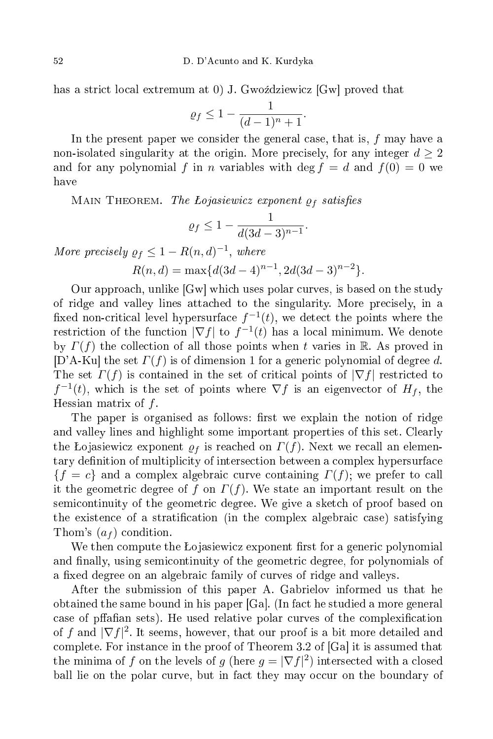has a strict local extremum at 0) J. Gwoździewicz [Gw] proved that

$$\varrho_f \leq 1 - \frac{1}{(d-1)^n + 1}.$$

In the present paper we consider the general case, that is, $f$ may have a non-isolated singularity at the origin. More precisely, for any integer $d \geq 2$ and for any polynomial $f$ in $n$ variables with $\deg f = d$ and $f(0) = 0$ we have

Main Theorem. *The Łojasiewicz exponent $\varrho_f$ satisfies*

$$\varrho_f \leq 1 - \frac{1}{d(3d-3)^{n-1}}.$$

*More precisely $\varrho_f \leq 1 - R(n,d)^{-1}$, where*

$$R(n,d) = \max\{d(3d-4)^{n-1}, 2d(3d-3)^{n-2}\}.$$

Our approach, unlike [Gw] which uses polar curves, is based on the study of ridge and valley lines attached to the singularity. More precisely, in a fixed non-critical level hypersurface $f^{-1}(t)$, we detect the points where the restriction of the function $|\nabla f|$ to $f^{-1}(t)$ has a local minimum. We denote by $\Gamma(f)$ the collection of all those points when $t$ varies in $\mathbb{R}$. As proved in [D'A-Ku] the set $\Gamma(f)$ is of dimension 1 for a generic polynomial of degree $d$. The set $\Gamma(f)$ is contained in the set of critical points of $|\nabla f|$ restricted to $f^{-1}(t)$, which is the set of points where $\nabla f$ is an eigenvector of $H_f$, the Hessian matrix of $f$.

The paper is organised as follows: first we explain the notion of ridge and valley lines and highlight some important properties of this set. Clearly the Łojasiewicz exponent $\varrho_f$ is reached on $\Gamma(f)$. Next we recall an elementary definition of multiplicity of intersection between a complex hypersurface $\{f = c\}$ and a complex algebraic curve containing $\Gamma(f)$; we prefer to call it the geometric degree of $f$ on $\Gamma(f)$. We state an important result on the semicontinuity of the geometric degree. We give a sketch of proof based on the existence of a stratification (in the complex algebraic case) satisfying Thom's $(a_f)$ condition.

We then compute the Łojasiewicz exponent first for a generic polynomial and finally, using semicontinuity of the geometric degree, for polynomials of a fixed degree on an algebraic family of curves of ridge and valleys.

After the submission of this paper A. Gabrielov informed us that he obtained the same bound in his paper [Ga]. (In fact he studied a more general case of pffafian sets). He used relative polar curves of the complexification of $f$ and $|\nabla f|^2$. It seems, however, that our proof is a bit more detailed and complete. For instance in the proof of Theorem 3.2 of [Ga] it is assumed that the minima of $f$ on the levels of $g$ (here $g = |\nabla f|^2$) intersected with a closed ball lie on the polar curve, but in fact they may occur on the boundary of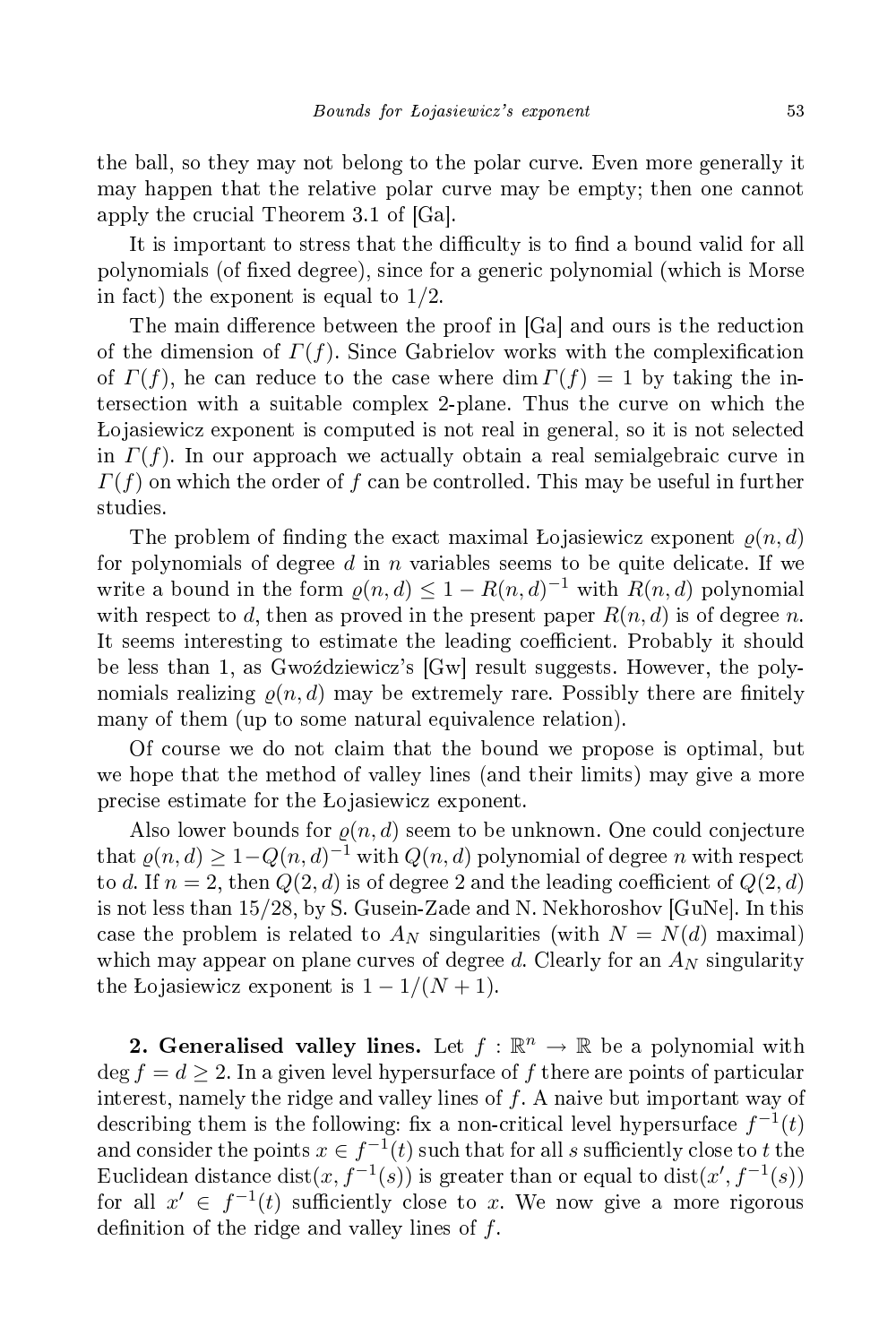the ball, so they may not belong to the polar curve. Even more generally it may happen that the relative polar curve may be empty; then one cannot apply the crucial Theorem 3.1 of [Ga].

It is important to stress that the difficulty is to find a bound valid for all polynomials (of fixed degree), since for a generic polynomial (which is Morse in fact) the exponent is equal to $1/2$.

The main difference between the proof in [Ga] and ours is the reduction of the dimension of $\Gamma(f)$. Since Gabrielov works with the complexification of $\Gamma(f)$, he can reduce to the case where $\dim \Gamma(f) = 1$ by taking the intersection with a suitable complex 2-plane. Thus the curve on which the Łojasiewicz exponent is computed is not real in general, so it is not selected in $\Gamma(f)$. In our approach we actually obtain a real semialgebraic curve in $\Gamma(f)$ on which the order of $f$ can be controlled. This may be useful in further studies.

The problem of finding the exact maximal Łojasiewicz exponent $\varrho(n, d)$ for polynomials of degree $d$ in $n$ variables seems to be quite delicate. If we write a bound in the form $\varrho(n, d) \leq 1 - R(n, d)^{-1}$ with $R(n, d)$ polynomial with respect to $d$, then as proved in the present paper $R(n, d)$ is of degree $n$. It seems interesting to estimate the leading coefficient. Probably it should be less than 1, as Gwoździewicz's [Gw] result suggests. However, the polynomials realizing $\varrho(n, d)$ may be extremely rare. Possibly there are finitely many of them (up to some natural equivalence relation).

Of course we do not claim that the bound we propose is optimal, but we hope that the method of valley lines (and their limits) may give a more precise estimate for the Łojasiewicz exponent.

Also lower bounds for $\varrho(n, d)$ seem to be unknown. One could conjecture that $\varrho(n, d) \geq 1 - Q(n, d)^{-1}$ with $Q(n, d)$ polynomial of degree $n$ with respect to $d$. If $n = 2$, then $Q(2, d)$ is of degree 2 and the leading coefficient of $Q(2, d)$ is not less than $15/28$, by S. Gusein-Zade and N. Nekhoroshov [GuNe]. In this case the problem is related to $A_N$ singularities (with $N = N(d)$ maximal) which may appear on plane curves of degree $d$. Clearly for an $A_N$ singularity the Łojasiewicz exponent is $1 - 1/(N + 1)$.

**2. Generalised valley lines.** Let $f : \mathbb{R}^n \to \mathbb{R}$ be a polynomial with $\deg f = d \geq 2$. In a given level hypersurface of $f$ there are points of particular interest, namely the ridge and valley lines of $f$. A naive but important way of describing them is the following: fix a non-critical level hypersurface $f^{-1}(t)$ and consider the points $x \in f^{-1}(t)$ such that for all $s$ sufficiently close to $t$ the Euclidean distance $\operatorname{dist}(x, f^{-1}(s))$ is greater than or equal to $\operatorname{dist}(x', f^{-1}(s))$ for all $x' \in f^{-1}(t)$ sufficiently close to $x$. We now give a more rigorous definition of the ridge and valley lines of $f$.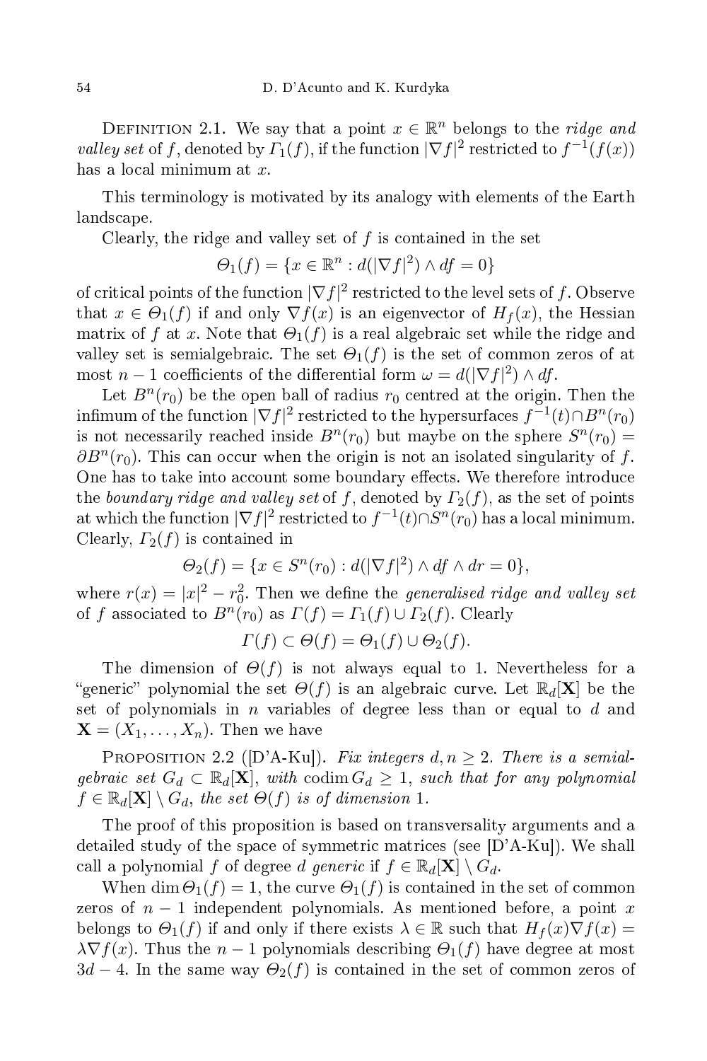Definition 2.1. We say that a point $x \in \mathbb{R}^n$ belongs to the *ridge and valley set* of $f$, denoted by $\Gamma_1(f)$, if the function $|\nabla f|^2$ restricted to $f^{-1}(f(x))$ has a local minimum at $x$.

This terminology is motivated by its analogy with elements of the Earth landscape.

Clearly, the ridge and valley set of $f$ is contained in the set

$$\Theta_1(f) = \{x \in \mathbb{R}^n : d(|\nabla f|^2) \wedge df = 0\}$$

of critical points of the function $|\nabla f|^2$ restricted to the level sets of $f$. Observe that $x \in \Theta_1(f)$ if and only $\nabla f(x)$ is an eigenvector of $H_f(x)$, the Hessian matrix of $f$ at $x$. Note that $\Theta_1(f)$ is a real algebraic set while the ridge and valley set is semialgebraic. The set $\Theta_1(f)$ is the set of common zeros of at most $n-1$ coefficients of the differential form $\omega = d(|\nabla f|^2) \wedge df$.

Let $B^n(r_0)$ be the open ball of radius $r_0$ centred at the origin. Then the infimum of the function $|\nabla f|^2$ restricted to the hypersurfaces $f^{-1}(t) \cap B^n(r_0)$ is not necessarily reached inside $B^n(r_0)$ but maybe on the sphere $S^n(r_0) = \partial B^n(r_0)$. This can occur when the origin is not an isolated singularity of $f$. One has to take into account some boundary effects. We therefore introduce the *boundary ridge and valley set* of $f$, denoted by $\Gamma_2(f)$, as the set of points at which the function $|\nabla f|^2$ restricted to $f^{-1}(t) \cap S^n(r_0)$ has a local minimum. Clearly, $\Gamma_2(f)$ is contained in

$$\Theta_2(f) = \{x \in S^n(r_0) : d(|\nabla f|^2) \wedge df \wedge dr = 0\},$$

where $r(x) = |x|^2 - r_0^2$. Then we define the *generalised ridge and valley set* of $f$ associated to $B^n(r_0)$ as $\Gamma(f) = \Gamma_1(f) \cup \Gamma_2(f)$. Clearly

$$\Gamma(f) \subset \Theta(f) = \Theta_1(f) \cup \Theta_2(f).$$

The dimension of $\Theta(f)$ is not always equal to 1. Nevertheless for a "generic" polynomial the set $\Theta(f)$ is an algebraic curve. Let $\mathbb{R}_d[\mathbf{X}]$ be the set of polynomials in $n$ variables of degree less than or equal to $d$ and $\mathbf{X} = (X_1, \ldots, X_n)$. Then we have

Proposition 2.2 ([D'A-Ku]). *Fix integers $d, n \geq 2$. There is a semialgebraic set $G_d \subset \mathbb{R}_d[\mathbf{X}]$, with $\operatorname{codim} G_d \geq 1$, such that for any polynomial $f \in \mathbb{R}_d[\mathbf{X}] \setminus G_d$, the set $\Theta(f)$ is of dimension 1.*

The proof of this proposition is based on transversality arguments and a detailed study of the space of symmetric matrices (see [D'A-Ku]). We shall call a polynomial $f$ of degree $d$ *generic* if $f \in \mathbb{R}_d[\mathbf{X}] \setminus G_d$.

When $\dim \Theta_1(f) = 1$, the curve $\Theta_1(f)$ is contained in the set of common zeros of $n-1$ independent polynomials. As mentioned before, a point $x$ belongs to $\Theta_1(f)$ if and only if there exists $\lambda \in \mathbb{R}$ such that $H_f(x)\nabla f(x) = \lambda \nabla f(x)$. Thus the $n-1$ polynomials describing $\Theta_1(f)$ have degree at most $3d-4$. In the same way $\Theta_2(f)$ is contained in the set of common zeros of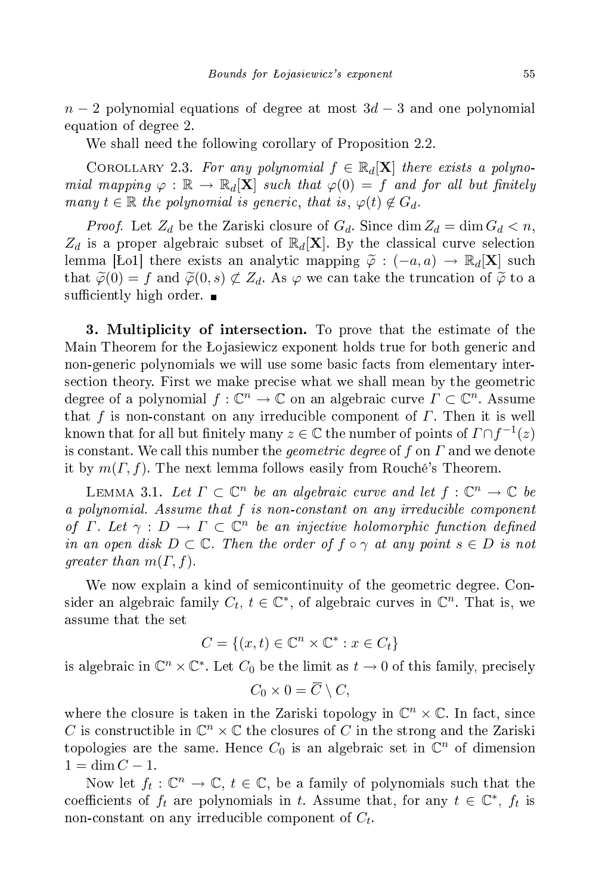$n-2$ polynomial equations of degree at most $3d-3$ and one polynomial equation of degree 2.

We shall need the following corollary of Proposition 2.2.

COROLLARY 2.3. *For any polynomial $f \in \mathbb{R}_d[\mathbf{X}]$ there exists a polynomial mapping $\varphi : \mathbb{R} \to \mathbb{R}_d[\mathbf{X}]$ such that $\varphi(0) = f$ and for all but finitely many $t \in \mathbb{R}$ the polynomial is generic, that is, $\varphi(t) \notin G_d$.*

*Proof.* Let $Z_d$ be the Zariski closure of $G_d$. Since $\dim Z_d = \dim G_d < n$, $Z_d$ is a proper algebraic subset of $\mathbb{R}_d[\mathbf{X}]$. By the classical curve selection lemma [Ło1] there exists an analytic mapping $\widetilde{\varphi} : (-a, a) \to \mathbb{R}_d[\mathbf{X}]$ such that $\widetilde{\varphi}(0) = f$ and $\widetilde{\varphi}(0, s) \not\subset Z_d$. As $\varphi$ we can take the truncation of $\widetilde{\varphi}$ to a sufficiently high order. ∎

**3. Multiplicity of intersection.** To prove that the estimate of the Main Theorem for the Łojasiewicz exponent holds true for both generic and non-generic polynomials we will use some basic facts from elementary intersection theory. First we make precise what we shall mean by the geometric degree of a polynomial $f : \mathbb{C}^n \to \mathbb{C}$ on an algebraic curve $\Gamma \subset \mathbb{C}^n$. Assume that $f$ is non-constant on any irreducible component of $\Gamma$. Then it is well known that for all but finitely many $z \in \mathbb{C}$ the number of points of $\Gamma \cap f^{-1}(z)$ is constant. We call this number the *geometric degree* of $f$ on $\Gamma$ and we denote it by $m(\Gamma, f)$. The next lemma follows easily from Rouché's Theorem.

LEMMA 3.1. *Let $\Gamma \subset \mathbb{C}^n$ be an algebraic curve and let $f : \mathbb{C}^n \to \mathbb{C}$ be a polynomial. Assume that $f$ is non-constant on any irreducible component of $\Gamma$. Let $\gamma : D \to \Gamma \subset \mathbb{C}^n$ be an injective holomorphic function defined in an open disk $D \subset \mathbb{C}$. Then the order of $f \circ \gamma$ at any point $s \in D$ is not greater than $m(\Gamma, f)$.*

We now explain a kind of semicontinuity of the geometric degree. Consider an algebraic family $C_t$, $t \in \mathbb{C}^*$, of algebraic curves in $\mathbb{C}^n$. That is, we assume that the set

$$C = \{(x, t) \in \mathbb{C}^n \times \mathbb{C}^* : x \in C_t\}$$

is algebraic in $\mathbb{C}^n \times \mathbb{C}^*$. Let $C_0$ be the limit as $t \to 0$ of this family, precisely

$$C_0 \times 0 = \overline{C} \setminus C,$$

where the closure is taken in the Zariski topology in $\mathbb{C}^n \times \mathbb{C}$. In fact, since $C$ is constructible in $\mathbb{C}^n \times \mathbb{C}$ the closures of $C$ in the strong and the Zariski topologies are the same. Hence $C_0$ is an algebraic set in $\mathbb{C}^n$ of dimension $1 = \dim C - 1$.

Now let $f_t : \mathbb{C}^n \to \mathbb{C}$, $t \in \mathbb{C}$, be a family of polynomials such that the coefficients of $f_t$ are polynomials in $t$. Assume that, for any $t \in \mathbb{C}^*$, $f_t$ is non-constant on any irreducible component of $C_t$.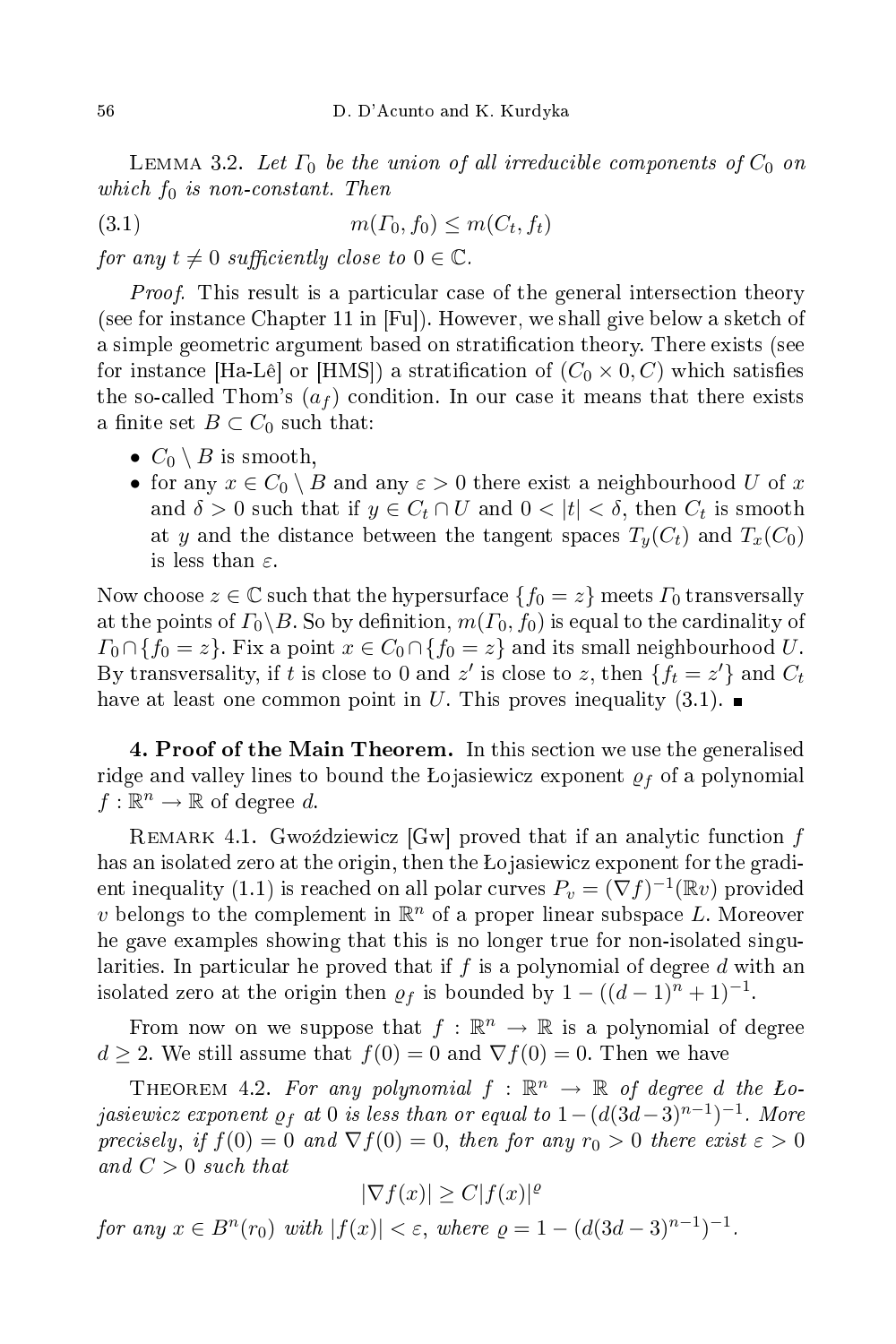LEMMA 3.2. *Let $\Gamma_0$ be the union of all irreducible components of $C_0$ on which $f_0$ is non-constant. Then*

$$m(\Gamma_0, f_0) \leq m(C_t, f_t) \tag{3.1}$$

*for any $t \neq 0$ sufficiently close to $0 \in \mathbb{C}$.*

*Proof.* This result is a particular case of the general intersection theory (see for instance Chapter 11 in [Fu]). However, we shall give below a sketch of a simple geometric argument based on stratification theory. There exists (see for instance [Ha-Lê] or [HMS]) a stratification of $(C_0 \times 0, C)$ which satisfies the so-called Thom's $(a_f)$ condition. In our case it means that there exists a finite set $B \subset C_0$ such that:

- $C_0 \setminus B$ is smooth,
- for any $x \in C_0 \setminus B$ and any $\varepsilon > 0$ there exist a neighbourhood $U$ of $x$ and $\delta > 0$ such that if $y \in C_t \cap U$ and $0 < |t| < \delta$, then $C_t$ is smooth at $y$ and the distance between the tangent spaces $T_y(C_t)$ and $T_x(C_0)$ is less than $\varepsilon$.

Now choose $z \in \mathbb{C}$ such that the hypersurface $\{f_0 = z\}$ meets $\Gamma_0$ transversally at the points of $\Gamma_0 \setminus B$. So by definition, $m(\Gamma_0, f_0)$ is equal to the cardinality of $\Gamma_0 \cap \{f_0 = z\}$. Fix a point $x \in C_0 \cap \{f_0 = z\}$ and its small neighbourhood $U$. By transversality, if $t$ is close to 0 and $z'$ is close to $z$, then $\{f_t = z'\}$ and $C_t$ have at least one common point in $U$. This proves inequality (3.1). ∎

**4. Proof of the Main Theorem.** In this section we use the generalised ridge and valley lines to bound the Łojasiewicz exponent $\varrho_f$ of a polynomial $f : \mathbb{R}^n \to \mathbb{R}$ of degree $d$.

REMARK 4.1. Gwoździewicz [Gw] proved that if an analytic function $f$ has an isolated zero at the origin, then the Łojasiewicz exponent for the gradient inequality (1.1) is reached on all polar curves $P_v = (\nabla f)^{-1}(\mathbb{R}v)$ provided $v$ belongs to the complement in $\mathbb{R}^n$ of a proper linear subspace $L$. Moreover he gave examples showing that this is no longer true for non-isolated singularities. In particular he proved that if $f$ is a polynomial of degree $d$ with an isolated zero at the origin then $\varrho_f$ is bounded by $1 - ((d-1)^n + 1)^{-1}$.

From now on we suppose that $f : \mathbb{R}^n \to \mathbb{R}$ is a polynomial of degree $d \geq 2$. We still assume that $f(0) = 0$ and $\nabla f(0) = 0$. Then we have

THEOREM 4.2. *For any polynomial $f : \mathbb{R}^n \to \mathbb{R}$ of degree $d$ the Łojasiewicz exponent $\varrho_f$ at 0 is less than or equal to $1 - (d(3d-3)^{n-1})^{-1}$. More precisely, if $f(0) = 0$ and $\nabla f(0) = 0$, then for any $r_0 > 0$ there exist $\varepsilon > 0$ and $C > 0$ such that*

$$|\nabla f(x)| \geq C|f(x)|^{\varrho}$$

*for any $x \in B^n(r_0)$ with $|f(x)| < \varepsilon$, where $\varrho = 1 - (d(3d-3)^{n-1})^{-1}$.*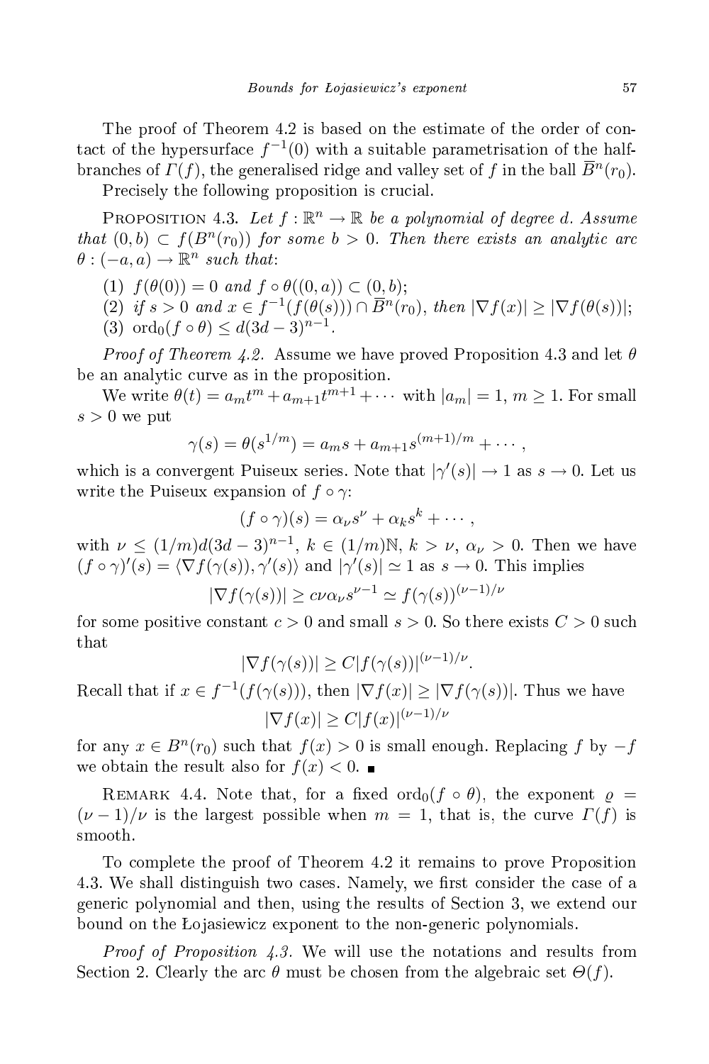The proof of Theorem 4.2 is based on the estimate of the order of contact of the hypersurface $f^{-1}(0)$ with a suitable parametrisation of the half-branches of $\Gamma(f)$, the generalised ridge and valley set of $f$ in the ball $\overline{B}^n(r_0)$.

Precisely the following proposition is crucial.

Proposition 4.3. *Let $f : \mathbb{R}^n \to \mathbb{R}$ be a polynomial of degree $d$. Assume that $(0, b) \subset f(B^n(r_0))$ for some $b > 0$. Then there exists an analytic arc $\theta : (-a, a) \to \mathbb{R}^n$ such that*:

(1) $f(\theta(0)) = 0$ *and* $f \circ \theta((0, a)) \subset (0, b)$;
(2) *if* $s > 0$ *and* $x \in f^{-1}(f(\theta(s))) \cap \overline{B}^n(r_0)$, *then* $|\nabla f(x)| \geq |\nabla f(\theta(s))|$;
(3) $\mathrm{ord}_0(f \circ \theta) \leq d(3d-3)^{n-1}$.

*Proof of Theorem 4.2.* Assume we have proved Proposition 4.3 and let $\theta$ be an analytic curve as in the proposition.

We write $\theta(t) = a_m t^m + a_{m+1}t^{m+1} + \cdots$ with $|a_m| = 1$, $m \geq 1$. For small $s > 0$ we put

$$\gamma(s) = \theta(s^{1/m}) = a_m s + a_{m+1}s^{(m+1)/m} + \cdots,$$

which is a convergent Puiseux series. Note that $|\gamma'(s)| \to 1$ as $s \to 0$. Let us write the Puiseux expansion of $f \circ \gamma$:

$$(f \circ \gamma)(s) = \alpha_\nu s^\nu + \alpha_k s^k + \cdots,$$

with $\nu \leq (1/m)d(3d-3)^{n-1}$, $k \in (1/m)\mathbb{N}$, $k > \nu$, $\alpha_\nu > 0$. Then we have $(f \circ \gamma)'(s) = \langle \nabla f(\gamma(s)), \gamma'(s)\rangle$ and $|\gamma'(s)| \simeq 1$ as $s \to 0$. This implies

$$|\nabla f(\gamma(s))| \geq c\nu\alpha_\nu s^{\nu-1} \simeq f(\gamma(s))^{(\nu-1)/\nu}$$

for some positive constant $c > 0$ and small $s > 0$. So there exists $C > 0$ such that

$$|\nabla f(\gamma(s))| \geq C|f(\gamma(s))|^{(\nu-1)/\nu}.$$

Recall that if $x \in f^{-1}(f(\gamma(s)))$, then $|\nabla f(x)| \geq |\nabla f(\gamma(s))|$. Thus we have

$$|\nabla f(x)| \geq C|f(x)|^{(\nu-1)/\nu}$$

for any $x \in B^n(r_0)$ such that $f(x) > 0$ is small enough. Replacing $f$ by $-f$ we obtain the result also for $f(x) < 0$. ∎

Remark 4.4. Note that, for a fixed $\mathrm{ord}_0(f \circ \theta)$, the exponent $\varrho = (\nu - 1)/\nu$ is the largest possible when $m = 1$, that is, the curve $\Gamma(f)$ is smooth.

To complete the proof of Theorem 4.2 it remains to prove Proposition 4.3. We shall distinguish two cases. Namely, we first consider the case of a generic polynomial and then, using the results of Section 3, we extend our bound on the Łojasiewicz exponent to the non-generic polynomials.

*Proof of Proposition 4.3.* We will use the notations and results from Section 2. Clearly the arc $\theta$ must be chosen from the algebraic set $\Theta(f)$.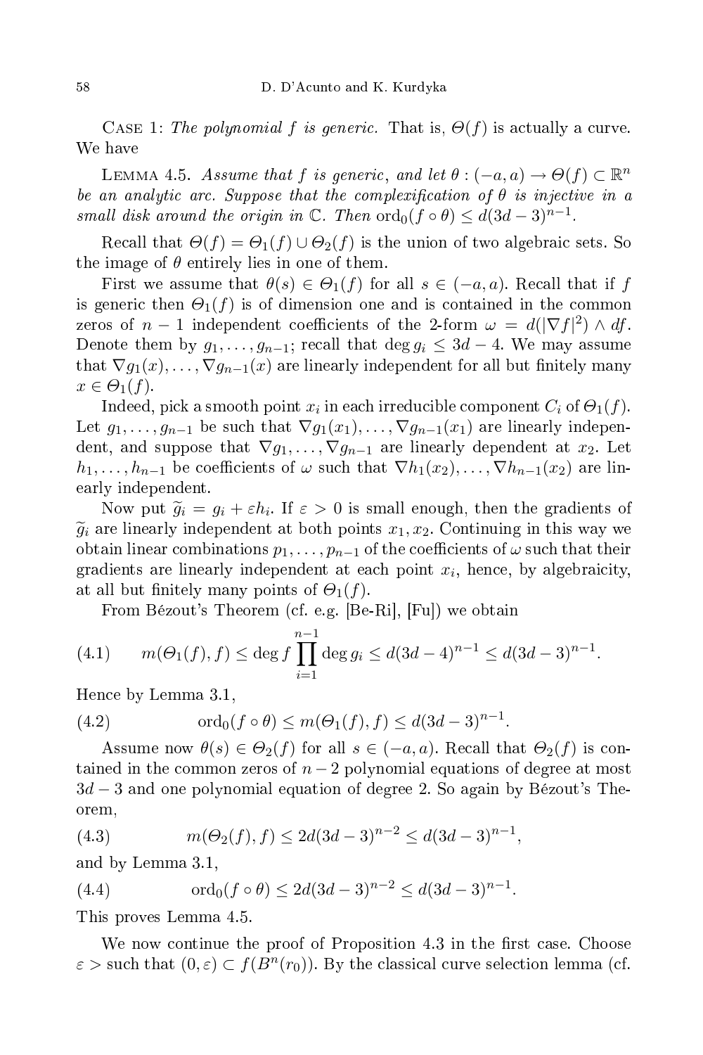Case 1: *The polynomial $f$ is generic.* That is, $\Theta(f)$ is actually a curve. We have

Lemma 4.5. *Assume that $f$ is generic, and let $\theta : (-a, a) \to \Theta(f) \subset \mathbb{R}^n$ be an analytic arc. Suppose that the complexification of $\theta$ is injective in a small disk around the origin in $\mathbb{C}$. Then $\operatorname{ord}_0(f \circ \theta) \le d(3d-3)^{n-1}$.*

Recall that $\Theta(f) = \Theta_1(f) \cup \Theta_2(f)$ is the union of two algebraic sets. So the image of $\theta$ entirely lies in one of them.

First we assume that $\theta(s) \in \Theta_1(f)$ for all $s \in (-a, a)$. Recall that if $f$ is generic then $\Theta_1(f)$ is of dimension one and is contained in the common zeros of $n-1$ independent coefficients of the 2-form $\omega = d(|\nabla f|^2) \wedge df$. Denote them by $g_1, \ldots, g_{n-1}$; recall that $\deg g_i \le 3d-4$. We may assume that $\nabla g_1(x), \ldots, \nabla g_{n-1}(x)$ are linearly independent for all but finitely many $x \in \Theta_1(f)$.

Indeed, pick a smooth point $x_i$ in each irreducible component $C_i$ of $\Theta_1(f)$. Let $g_1, \ldots, g_{n-1}$ be such that $\nabla g_1(x_1), \ldots, \nabla g_{n-1}(x_1)$ are linearly independent, and suppose that $\nabla g_1, \ldots, \nabla g_{n-1}$ are linearly dependent at $x_2$. Let $h_1, \ldots, h_{n-1}$ be coefficients of $\omega$ such that $\nabla h_1(x_2), \ldots, \nabla h_{n-1}(x_2)$ are linearly independent.

Now put $\widetilde{g}_i = g_i + \varepsilon h_i$. If $\varepsilon > 0$ is small enough, then the gradients of $\widetilde{g}_i$ are linearly independent at both points $x_1, x_2$. Continuing in this way we obtain linear combinations $p_1, \ldots, p_{n-1}$ of the coefficients of $\omega$ such that their gradients are linearly independent at each point $x_i$, hence, by algebraicity, at all but finitely many points of $\Theta_1(f)$.

From Bézout's Theorem (cf. e.g. [Be-Ri], [Fu]) we obtain

$$m(\Theta_1(f), f) \le \deg f \prod_{i=1}^{n-1} \deg g_i \le d(3d-4)^{n-1} \le d(3d-3)^{n-1}. \tag{4.1}$$

Hence by Lemma 3.1,

$$\operatorname{ord}_0(f \circ \theta) \le m(\Theta_1(f), f) \le d(3d-3)^{n-1}. \tag{4.2}$$

Assume now $\theta(s) \in \Theta_2(f)$ for all $s \in (-a, a)$. Recall that $\Theta_2(f)$ is contained in the common zeros of $n-2$ polynomial equations of degree at most $3d-3$ and one polynomial equation of degree 2. So again by Bézout's Theorem,

$$m(\Theta_2(f), f) \le 2d(3d-3)^{n-2} \le d(3d-3)^{n-1}, \tag{4.3}$$

and by Lemma 3.1,

$$\operatorname{ord}_0(f \circ \theta) \le 2d(3d-3)^{n-2} \le d(3d-3)^{n-1}. \tag{4.4}$$

This proves Lemma 4.5.

We now continue the proof of Proposition 4.3 in the first case. Choose $\varepsilon >$ such that $(0, \varepsilon) \subset f(B^n(r_0))$. By the classical curve selection lemma (cf.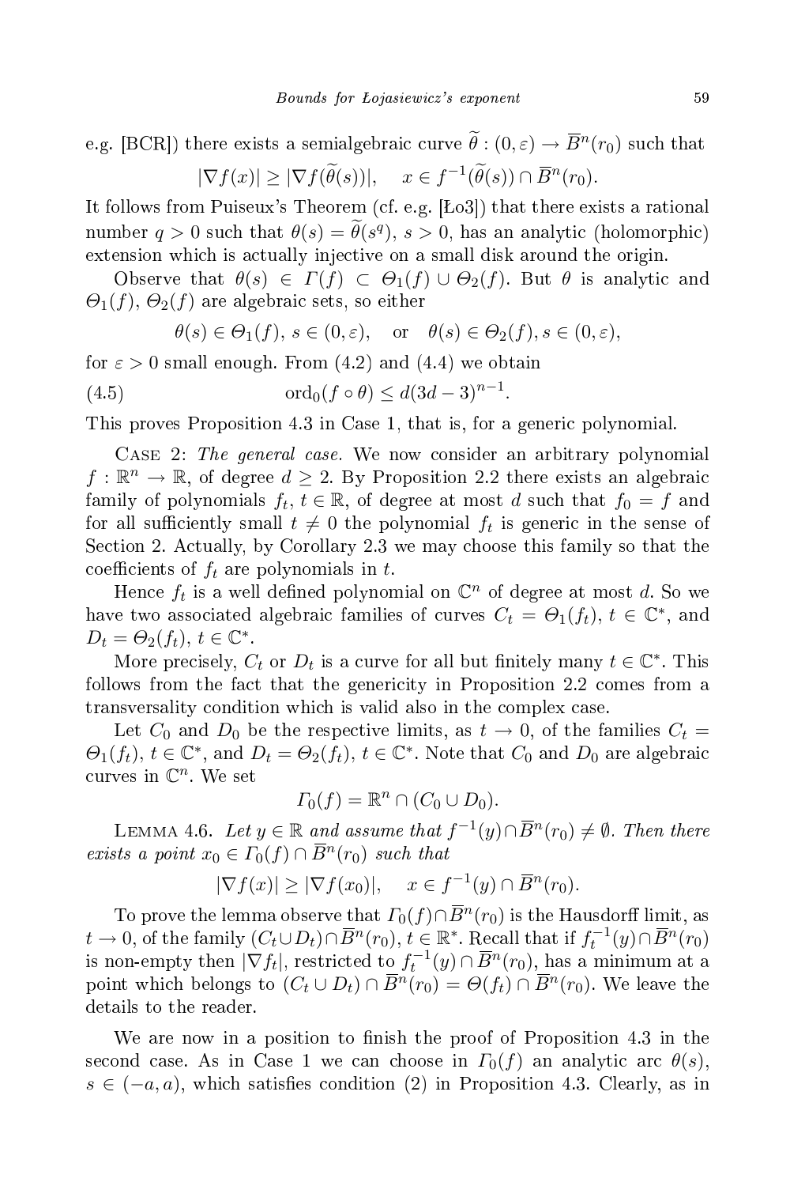e.g. [BCR]) there exists a semialgebraic curve $\widetilde{\theta} : (0, \varepsilon) \to \overline{B}^n(r_0)$ such that

$$|\nabla f(x)| \geq |\nabla f(\widetilde{\theta}(s))|, \quad x \in f^{-1}(\widetilde{\theta}(s)) \cap \overline{B}^n(r_0).$$

It follows from Puiseux's Theorem (cf. e.g. [Ło3]) that there exists a rational number $q > 0$ such that $\theta(s) = \widetilde{\theta}(s^q)$, $s > 0$, has an analytic (holomorphic) extension which is actually injective on a small disk around the origin.

Observe that $\theta(s) \in \Gamma(f) \subset \Theta_1(f) \cup \Theta_2(f)$. But $\theta$ is analytic and $\Theta_1(f)$, $\Theta_2(f)$ are algebraic sets, so either

$$\theta(s) \in \Theta_1(f), \, s \in (0, \varepsilon), \quad \text{or} \quad \theta(s) \in \Theta_2(f), s \in (0, \varepsilon),$$

for $\varepsilon > 0$ small enough. From (4.2) and (4.4) we obtain

$$\operatorname{ord}_0(f \circ \theta) \leq d(3d - 3)^{n-1}. \tag{4.5}$$

This proves Proposition 4.3 in Case 1, that is, for a generic polynomial.

Case 2: *The general case.* We now consider an arbitrary polynomial $f : \mathbb{R}^n \to \mathbb{R}$, of degree $d \geq 2$. By Proposition 2.2 there exists an algebraic family of polynomials $f_t$, $t \in \mathbb{R}$, of degree at most $d$ such that $f_0 = f$ and for all sufficiently small $t \neq 0$ the polynomial $f_t$ is generic in the sense of Section 2. Actually, by Corollary 2.3 we may choose this family so that the coefficients of $f_t$ are polynomials in $t$.

Hence $f_t$ is a well defined polynomial on $\mathbb{C}^n$ of degree at most $d$. So we have two associated algebraic families of curves $C_t = \Theta_1(f_t)$, $t \in \mathbb{C}^*$, and $D_t = \Theta_2(f_t)$, $t \in \mathbb{C}^*$.

More precisely, $C_t$ or $D_t$ is a curve for all but finitely many $t \in \mathbb{C}^*$. This follows from the fact that the genericity in Proposition 2.2 comes from a transversality condition which is valid also in the complex case.

Let $C_0$ and $D_0$ be the respective limits, as $t \to 0$, of the families $C_t = \Theta_1(f_t)$, $t \in \mathbb{C}^*$, and $D_t = \Theta_2(f_t)$, $t \in \mathbb{C}^*$. Note that $C_0$ and $D_0$ are algebraic curves in $\mathbb{C}^n$. We set

$$\Gamma_0(f) = \mathbb{R}^n \cap (C_0 \cup D_0).$$

Lemma 4.6. *Let $y \in \mathbb{R}$ and assume that $f^{-1}(y) \cap \overline{B}^n(r_0) \neq \emptyset$. Then there exists a point $x_0 \in \Gamma_0(f) \cap \overline{B}^n(r_0)$ such that*

$$|\nabla f(x)| \geq |\nabla f(x_0)|, \quad x \in f^{-1}(y) \cap \overline{B}^n(r_0).$$

To prove the lemma observe that $\Gamma_0(f) \cap \overline{B}^n(r_0)$ is the Hausdorff limit, as $t \to 0$, of the family $(C_t \cup D_t) \cap \overline{B}^n(r_0)$, $t \in \mathbb{R}^*$. Recall that if $f_t^{-1}(y) \cap \overline{B}^n(r_0)$ is non-empty then $|\nabla f_t|$, restricted to $f_t^{-1}(y) \cap \overline{B}^n(r_0)$, has a minimum at a point which belongs to $(C_t \cup D_t) \cap \overline{B}^n(r_0) = \Theta(f_t) \cap \overline{B}^n(r_0)$. We leave the details to the reader.

We are now in a position to finish the proof of Proposition 4.3 in the second case. As in Case 1 we can choose in $\Gamma_0(f)$ an analytic arc $\theta(s)$, $s \in (-a, a)$, which satisfies condition (2) in Proposition 4.3. Clearly, as in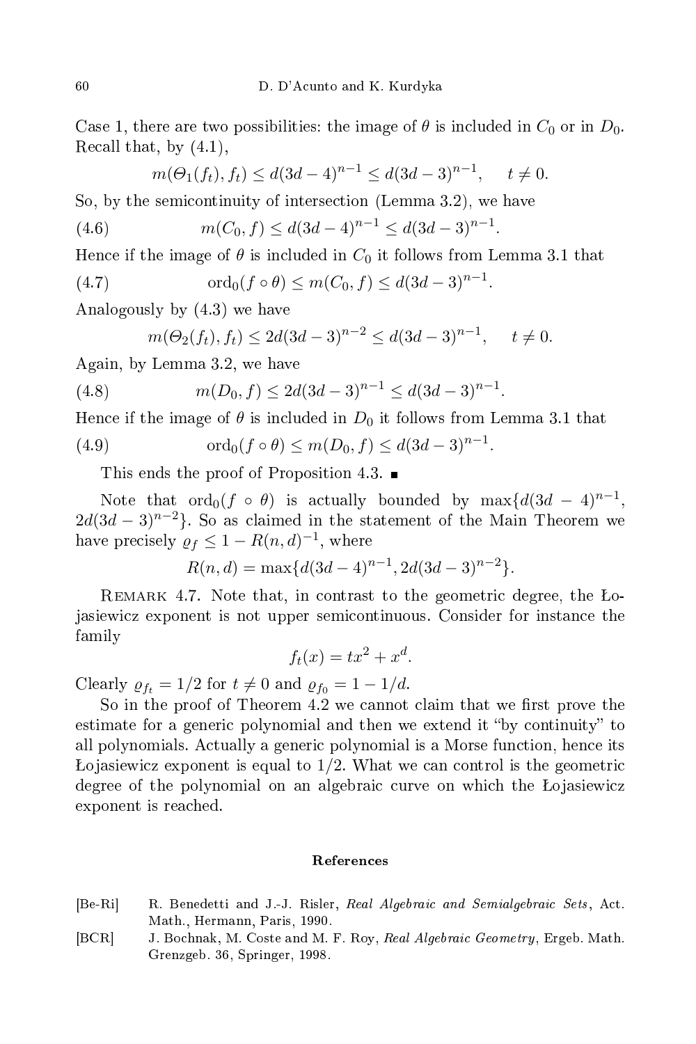Case 1, there are two possibilities: the image of $\theta$ is included in $C_0$ or in $D_0$. Recall that, by (4.1),

$$m(\Theta_1(f_t), f_t) \le d(3d-4)^{n-1} \le d(3d-3)^{n-1}, \quad t \neq 0.$$

So, by the semicontinuity of intersection (Lemma 3.2), we have

$$m(C_0, f) \le d(3d-4)^{n-1} \le d(3d-3)^{n-1}. \tag{4.6}$$

Hence if the image of $\theta$ is included in $C_0$ it follows from Lemma 3.1 that

$$\mathrm{ord}_0(f \circ \theta) \le m(C_0, f) \le d(3d-3)^{n-1}. \tag{4.7}$$

Analogously by (4.3) we have

$$m(\Theta_2(f_t), f_t) \le 2d(3d-3)^{n-2} \le d(3d-3)^{n-1}, \quad t \neq 0.$$

Again, by Lemma 3.2, we have

$$m(D_0, f) \le 2d(3d-3)^{n-1} \le d(3d-3)^{n-1}. \tag{4.8}$$

Hence if the image of $\theta$ is included in $D_0$ it follows from Lemma 3.1 that

$$\mathrm{ord}_0(f \circ \theta) \le m(D_0, f) \le d(3d-3)^{n-1}. \tag{4.9}$$

This ends the proof of Proposition 4.3. ∎

Note that $\mathrm{ord}_0(f \circ \theta)$ is actually bounded by $\max\{d(3d-4)^{n-1}, 2d(3d-3)^{n-2}\}$. So as claimed in the statement of the Main Theorem we have precisely $\varrho_f \le 1 - R(n,d)^{-1}$, where

$$R(n,d) = \max\{d(3d-4)^{n-1}, 2d(3d-3)^{n-2}\}.$$

Remark 4.7. Note that, in contrast to the geometric degree, the Łojasiewicz exponent is not upper semicontinuous. Consider for instance the family

$$f_t(x) = tx^2 + x^d.$$

Clearly $\varrho_{f_t} = 1/2$ for $t \neq 0$ and $\varrho_{f_0} = 1 - 1/d$.

So in the proof of Theorem 4.2 we cannot claim that we first prove the estimate for a generic polynomial and then we extend it "by continuity" to all polynomials. Actually a generic polynomial is a Morse function, hence its Łojasiewicz exponent is equal to $1/2$. What we can control is the geometric degree of the polynomial on an algebraic curve on which the Łojasiewicz exponent is reached.

## References

[Be-Ri] R. Benedetti and J.-J. Risler, *Real Algebraic and Semialgebraic Sets*, Act. Math., Hermann, Paris, 1990.

[BCR] J. Bochnak, M. Coste and M. F. Roy, *Real Algebraic Geometry*, Ergeb. Math. Grenzgeb. 36, Springer, 1998.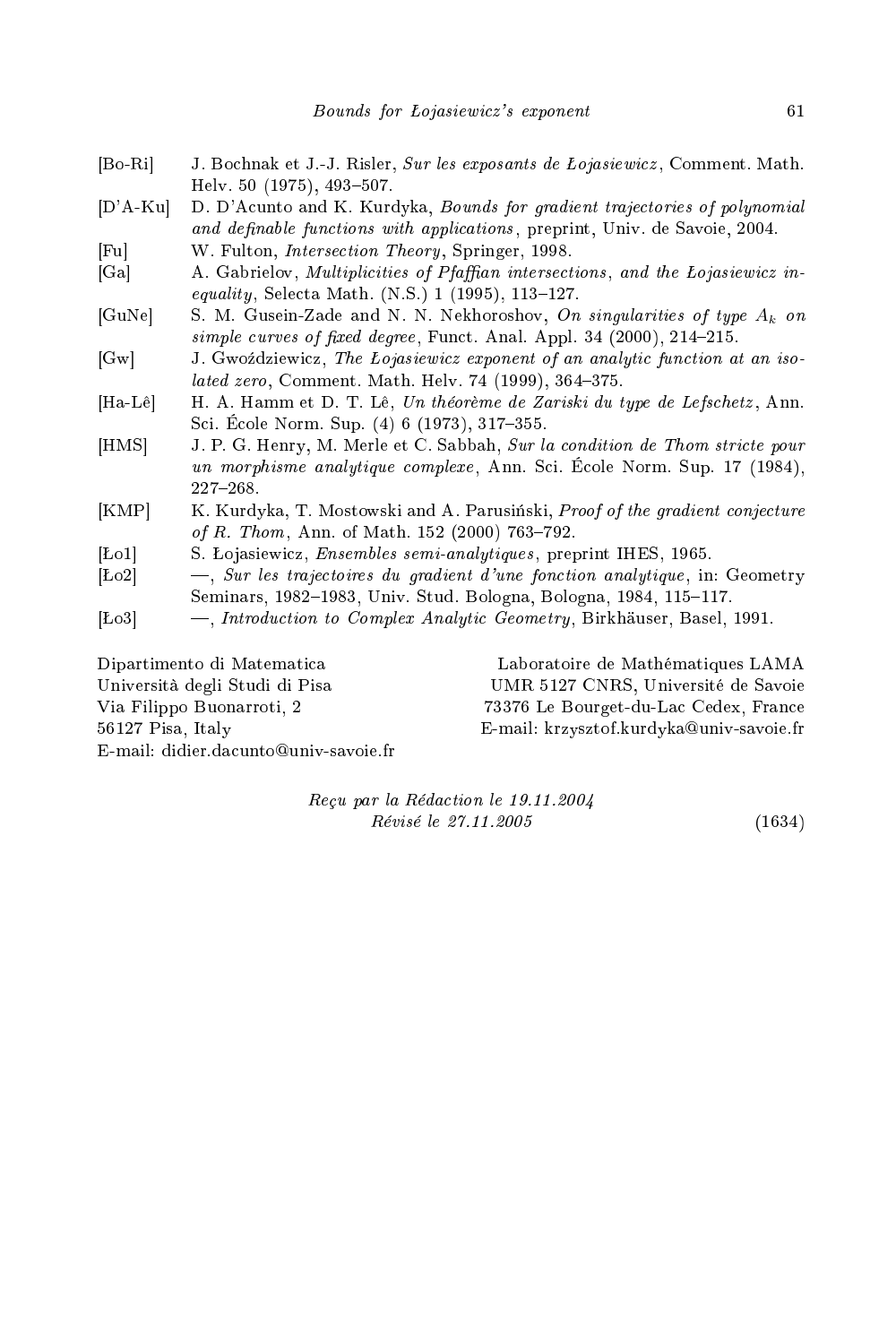[Bo-Ri] J. Bochnak et J.-J. Risler, *Sur les exposants de Łojasiewicz*, Comment. Math. Helv. 50 (1975), 493–507.

[D'A-Ku] D. D'Acunto and K. Kurdyka, *Bounds for gradient trajectories of polynomial and definable functions with applications*, preprint, Univ. de Savoie, 2004.

[Fu] W. Fulton, *Intersection Theory*, Springer, 1998.

[Ga] A. Gabrielov, *Multiplicities of Pfaffian intersections, and the Łojasiewicz inequality*, Selecta Math. (N.S.) 1 (1995), 113–127.

[GuNe] S. M. Gusein-Zade and N. N. Nekhoroshov, *On singularities of type $A_k$ on simple curves of fixed degree*, Funct. Anal. Appl. 34 (2000), 214–215.

[Gw] J. Gwoździewicz, *The Łojasiewicz exponent of an analytic function at an isolated zero*, Comment. Math. Helv. 74 (1999), 364–375.

[Ha-Lê] H. A. Hamm et D. T. Lê, *Un théorème de Zariski du type de Lefschetz*, Ann. Sci. École Norm. Sup. (4) 6 (1973), 317–355.

[HMS] J. P. G. Henry, M. Merle et C. Sabbah, *Sur la condition de Thom stricte pour un morphisme analytique complexe*, Ann. Sci. École Norm. Sup. 17 (1984), 227–268.

[KMP] K. Kurdyka, T. Mostowski and A. Parusiński, *Proof of the gradient conjecture of R. Thom*, Ann. of Math. 152 (2000) 763–792.

[Ło1] S. Łojasiewicz, *Ensembles semi-analytiques*, preprint IHES, 1965.

[Ło2] —, *Sur les trajectoires du gradient d'une fonction analytique*, in: Geometry Seminars, 1982–1983, Univ. Stud. Bologna, Bologna, 1984, 115–117.

[Ło3] —, *Introduction to Complex Analytic Geometry*, Birkhäuser, Basel, 1991.

Dipartimento di Matematica
Università degli Studi di Pisa
Via Filippo Buonarroti, 2
56127 Pisa, Italy
E-mail: didier.dacunto@univ-savoie.fr

Laboratoire de Mathématiques LAMA
UMR 5127 CNRS, Université de Savoie
73376 Le Bourget-du-Lac Cedex, France
E-mail: krzysztof.kurdyka@univ-savoie.fr

*Reçu par la Rédaction le 19.11.2004*
*Révisé le 27.11.2005* (1634)